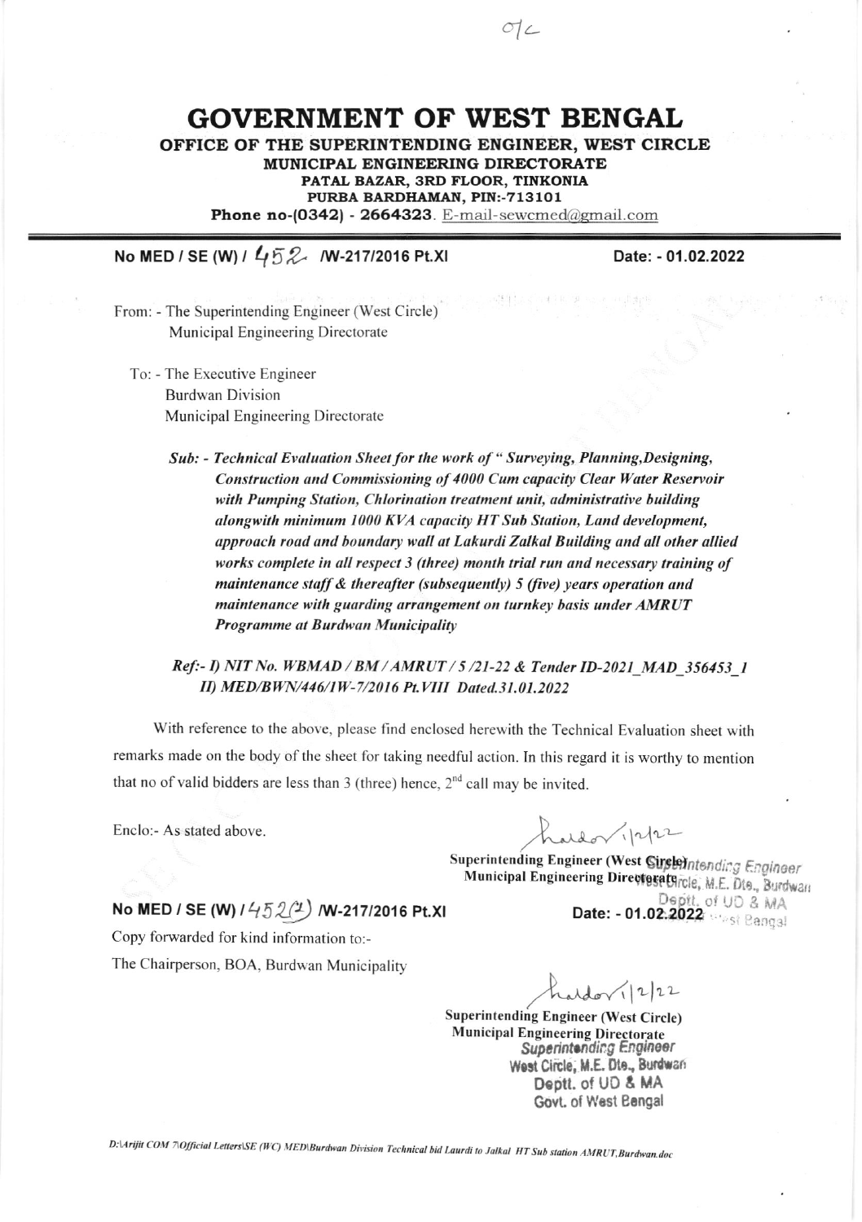07c

# GOVERNMENT OF WEST BENGAL

**OFFICE OF THE SUPERINTENDING ENGINEER, WEST CIRCLE**
**MUNICIPAL ENGINEERING DIRECTORATE**
**PATAL BAZAR, 3RD FLOOR, TINKONIA**
**PURBA BARDHAMAN, PIN:-713101**
**Phone no-(0342) - 2664323**. E-mail-sewcmed@gmail.com

**No MED / SE (W) / 452 /W-217/2016 Pt.XI** **Date: - 01.02.2022**

From: - The Superintending Engineer (West Circle)
Municipal Engineering Directorate

To: - The Executive Engineer
Burdwan Division
Municipal Engineering Directorate

***Sub: -*** *Technical Evaluation Sheet for the work of " Surveying, Planning,Designing, Construction and Commissioning of 4000 Cum capacity Clear Water Reservoir with Pumping Station, Chlorination treatment unit, administrative building alongwith minimum 1000 KVA capacity HT Sub Station, Land development, approach road and boundary wall at Lakurdi Zalkal Building and all other allied works complete in all respect 3 (three) month trial run and necessary training of maintenance staff & thereafter (subsequently) 5 (five) years operation and maintenance with guarding arrangement on turnkey basis under AMRUT Programme at Burdwan Municipality*

***Ref:-*** *I) NIT No. WBMAD / BM / AMRUT / 5 /21-22 & Tender ID-2021_MAD_356453_1*
*II) MED/BWN/446/1W-7/2016 Pt.VIII Dated.31.01.2022*

With reference to the above, please find enclosed herewith the Technical Evaluation sheet with remarks made on the body of the sheet for taking needful action. In this regard it is worthy to mention that no of valid bidders are less than 3 (three) hence, 2nd call may be invited.

Enclo:- As stated above.

Halder 1/2/22
**Superintending Engineer (West Circle)**
**Municipal Engineering Directorate**
Superintending Engineer
West Circle, M.E. Dte., Burdwan
Deptt. of UD & MA
Govt. of West Bengal

**No MED / SE (W) / 452(1) /W-217/2016 Pt.XI** **Date: - 01.02.2022**

Copy forwarded for kind information to:-
The Chairperson, BOA, Burdwan Municipality

Halder 1/2/22
**Superintending Engineer (West Circle)**
**Municipal Engineering Directorate**
Superintending Engineer
West Circle, M.E. Dte., Burdwan
Deptt. of UD & MA
Govt. of West Bengal

*D:\Arijit COM 7\Official Letters\SE (WC) MED\Burdwan Division Technical bid Laurdi to Jalkal HT Sub station AMRUT,Burdwan.doc*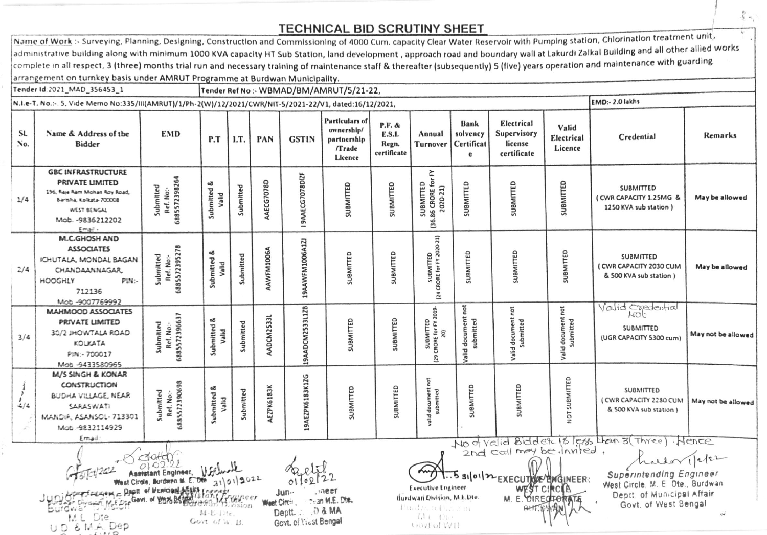# TECHNICAL BID SCRUTINY SHEET

Name of Work :- Surveying, Planning, Designing, Construction and Commissioning of 4000 Cum. capacity Clear Water Reservoir with Pumping station, Chlorination treatment unit, administrative building along with minimum 1000 KVA capacity HT Sub Station, land development , approach road and boundary wall at Lakurdi Zalkal Building and all other allied works complete in all respect, 3 (three) months trial run and necessary training of maintenance staff & thereafter (subsequently) 5 (five) years operation and maintenance with guarding arrangement on turnkey basis under AMRUT Programme at Burdwan Municipality.

Tender Id 2021_MAD_356453_1

Tender Ref No :- WBMAD/BM/AMRUT/5/21-22,

N.I.e-T. No.:-. 5, Vide Memo No:335/III(AMRUT)/1/Ph-2(W)/12/2021/CWR/NIT-5/2021-22/V1, dated:16/12/2021,

EMD:- 2.0 lakhs

| SL No. | Name & Address of the Bidder | EMD | P.T | I.T. | PAN | GSTIN | Particulars of ownership/ partnership /Trade Licence | P.F. & E.S.I. Regn. certificate | Annual Turnover | Bank solvency Certificate | Electrical Supervisory license certificate | Valid Electrical Licence | Credential | Remarks |
|---|---|---|---|---|---|---|---|---|---|---|---|---|---|---|
| 1/4 | **GBC INFRASTRUCTURE PRIVATE LIMITED** 196, Raja Ram Mohan Roy Road, Barisha, Kolkata-700008 WEST BENGAL Mob. -9836212202 Email - | Submitted Ref. No:- 6885572398264 | Submitted & Valid | Submitted | AAECG7078D | 19AAECG7078D1ZF | SUBMITTED | SUBMITTED | SUBMITTED (36.86 CRORE for FY 2020-21) | SUBMITTED | SUBMITTED | SUBMITTED | SUBMITTED (CWR CAPACITY 1.25MG & 1250 KVA sub station) | May be allowed |
| 2/4 | **M.C.GHOSH AND ASSOCIATES** ICHUTALA, MONDAL BAGAN CHANDAANNAGAR, HOOGHLY PIN:- 712136 Mob -9007769992 | Submitted Ref. No:- 6885572395278 | Submitted & Valid | Submitted | AAWFM1006A | 19AAWFM1006A1ZJ | SUBMITTED | SUBMITTED | SUBMITTED (24 CRORE for FY 2020-21) | SUBMITTED | SUBMITTED | SUBMITTED | SUBMITTED (CWR CAPACITY 2030 CUM & 500 KVA sub station) | May be allowed |
| 3/4 | **MAHMOOD ASSOCIATES PRIVATE LIMITED** 30/2 JHOWTALA ROAD KOLKATA PIN:- 700017 Mob -9433580965 | Submitted Ref. No:- 6885572396637 | Submitted & Valid | Submitted | AADCM2533L | 19AADCM2533L1ZB | SUBMITTED | SUBMITTED | SUBMITTED (29 CRORE for FY 2019-20) | Valid document not submitted | Valid document not Submitted | Valid document not Submitted | Valid Credential Not SUBMITTED (UGR CAPACITY 5300 cum) | May not be allowed |
| 4/4 | **M/S SINGH & KONAR CONSTRUCTION** BUDHA VILLAGE, NEAR SARASWATI MANDIR, ASANSOL- 713301 Mob -9832114929 Email: | Submitted Ref. No:- 6885572390698 | Submitted & Valid | Submitted | AEZPK6183K | 19AEZPK6183K1ZG | SUBMITTED | SUBMITTED | valid document not submitted | SUBMITTED | SUBMITTED | NOT SUBMITTED | SUBMITTED (CWR CAPACITY 2280 CUM & 500 KVA sub station) | May not be allowed |

No of valid Bidder is less than 3(Three). Hence 2nd call may be invited.

Junior Engineer, Burdwan Division, M.E. Dte, U.D. & M.A. Dep

Assistant Engineer, West Circle, Burdwan M. E. Dte, Deptt. of Municipal Affairs, Govt. of West Bengal 01.02.22

Assistant Engineer, Burdwan Division, M.E. Dte., Govt. of W. B. 31/01/2022

Junior Engineer, West Circle, Burdwan M.E. Dte., Deptt. of UD & MA, Govt. of West Bengal 01/02/22

Executive Engineer, Burdwan Division, M.E.Dte., Govt of WB 31/01/22

EXECUTIVE ENGINEER, WEST CIRCLE, M. E. DIRECTORATE, BURDWAN

Superintending Engineer, West Circle, M. E. Dte., Burdwan, Deptt. of Municipal Affair, Govt. of West Bengal 1/2/22